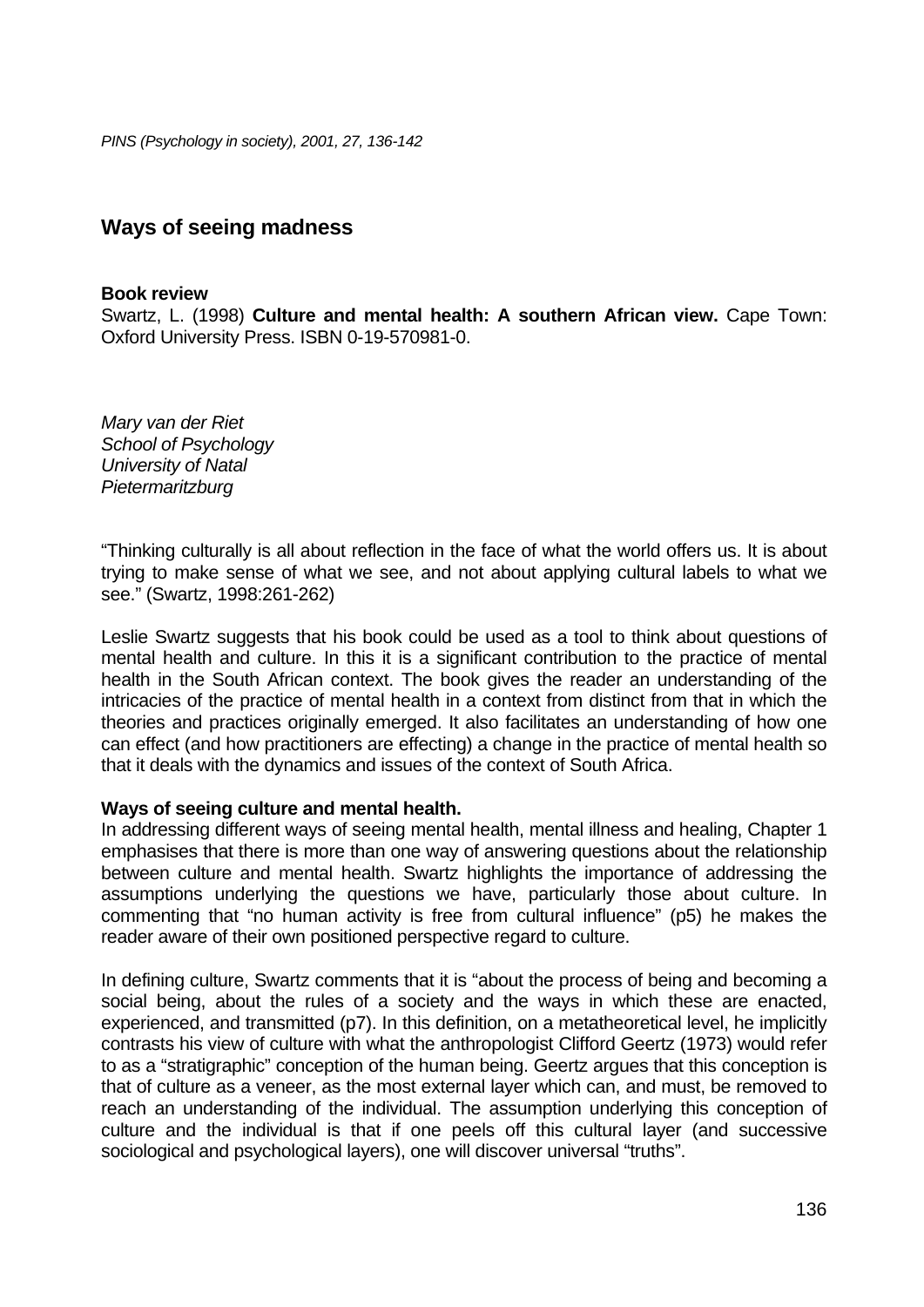# Ways of seeing madness

**Book review**
Swartz, L. (1998) **Culture and mental health: A southern African view.** Cape Town: Oxford University Press. ISBN 0-19-570981-0.

*Mary van der Riet*
*School of Psychology*
*University of Natal*
*Pietermaritzburg*

"Thinking culturally is all about reflection in the face of what the world offers us. It is about trying to make sense of what we see, and not about applying cultural labels to what we see." (Swartz, 1998:261-262)

Leslie Swartz suggests that his book could be used as a tool to think about questions of mental health and culture. In this it is a significant contribution to the practice of mental health in the South African context. The book gives the reader an understanding of the intricacies of the practice of mental health in a context from distinct from that in which the theories and practices originally emerged. It also facilitates an understanding of how one can effect (and how practitioners are effecting) a change in the practice of mental health so that it deals with the dynamics and issues of the context of South Africa.

**Ways of seeing culture and mental health.**
In addressing different ways of seeing mental health, mental illness and healing, Chapter 1 emphasises that there is more than one way of answering questions about the relationship between culture and mental health. Swartz highlights the importance of addressing the assumptions underlying the questions we have, particularly those about culture. In commenting that "no human activity is free from cultural influence" (p5) he makes the reader aware of their own positioned perspective regard to culture.

In defining culture, Swartz comments that it is "about the process of being and becoming a social being, about the rules of a society and the ways in which these are enacted, experienced, and transmitted (p7). In this definition, on a metatheoretical level, he implicitly contrasts his view of culture with what the anthropologist Clifford Geertz (1973) would refer to as a "stratigraphic" conception of the human being. Geertz argues that this conception is that of culture as a veneer, as the most external layer which can, and must, be removed to reach an understanding of the individual. The assumption underlying this conception of culture and the individual is that if one peels off this cultural layer (and successive sociological and psychological layers), one will discover universal "truths".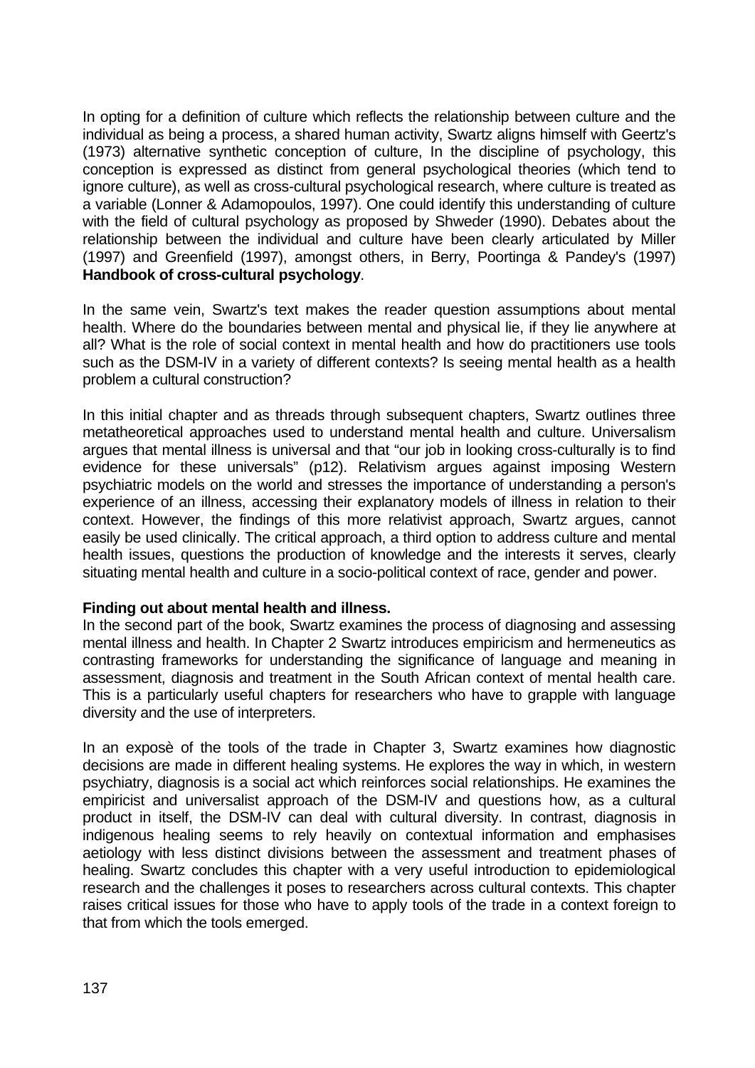In opting for a definition of culture which reflects the relationship between culture and the individual as being a process, a shared human activity, Swartz aligns himself with Geertz's (1973) alternative synthetic conception of culture, In the discipline of psychology, this conception is expressed as distinct from general psychological theories (which tend to ignore culture), as well as cross-cultural psychological research, where culture is treated as a variable (Lonner & Adamopoulos, 1997). One could identify this understanding of culture with the field of cultural psychology as proposed by Shweder (1990). Debates about the relationship between the individual and culture have been clearly articulated by Miller (1997) and Greenfield (1997), amongst others, in Berry, Poortinga & Pandey's (1997) **Handbook of cross-cultural psychology**.

In the same vein, Swartz's text makes the reader question assumptions about mental health. Where do the boundaries between mental and physical lie, if they lie anywhere at all? What is the role of social context in mental health and how do practitioners use tools such as the DSM-IV in a variety of different contexts? Is seeing mental health as a health problem a cultural construction?

In this initial chapter and as threads through subsequent chapters, Swartz outlines three metatheoretical approaches used to understand mental health and culture. Universalism argues that mental illness is universal and that "our job in looking cross-culturally is to find evidence for these universals" (p12). Relativism argues against imposing Western psychiatric models on the world and stresses the importance of understanding a person's experience of an illness, accessing their explanatory models of illness in relation to their context. However, the findings of this more relativist approach, Swartz argues, cannot easily be used clinically. The critical approach, a third option to address culture and mental health issues, questions the production of knowledge and the interests it serves, clearly situating mental health and culture in a socio-political context of race, gender and power.

**Finding out about mental health and illness.**

In the second part of the book, Swartz examines the process of diagnosing and assessing mental illness and health. In Chapter 2 Swartz introduces empiricism and hermeneutics as contrasting frameworks for understanding the significance of language and meaning in assessment, diagnosis and treatment in the South African context of mental health care. This is a particularly useful chapters for researchers who have to grapple with language diversity and the use of interpreters.

In an exposè of the tools of the trade in Chapter 3, Swartz examines how diagnostic decisions are made in different healing systems. He explores the way in which, in western psychiatry, diagnosis is a social act which reinforces social relationships. He examines the empiricist and universalist approach of the DSM-IV and questions how, as a cultural product in itself, the DSM-IV can deal with cultural diversity. In contrast, diagnosis in indigenous healing seems to rely heavily on contextual information and emphasises aetiology with less distinct divisions between the assessment and treatment phases of healing. Swartz concludes this chapter with a very useful introduction to epidemiological research and the challenges it poses to researchers across cultural contexts. This chapter raises critical issues for those who have to apply tools of the trade in a context foreign to that from which the tools emerged.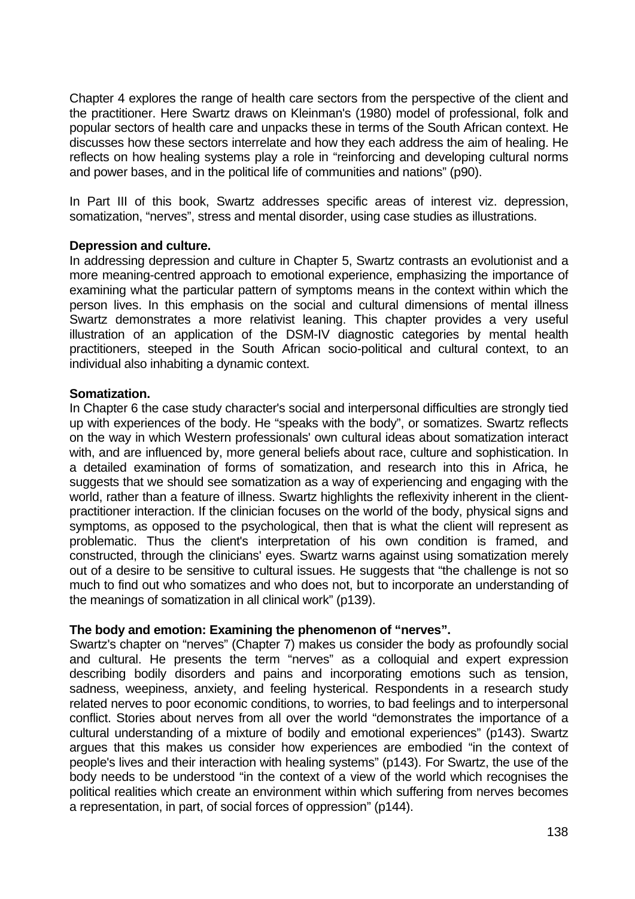Chapter 4 explores the range of health care sectors from the perspective of the client and the practitioner. Here Swartz draws on Kleinman's (1980) model of professional, folk and popular sectors of health care and unpacks these in terms of the South African context. He discusses how these sectors interrelate and how they each address the aim of healing. He reflects on how healing systems play a role in "reinforcing and developing cultural norms and power bases, and in the political life of communities and nations" (p90).

In Part III of this book, Swartz addresses specific areas of interest viz. depression, somatization, "nerves", stress and mental disorder, using case studies as illustrations.

**Depression and culture.**

In addressing depression and culture in Chapter 5, Swartz contrasts an evolutionist and a more meaning-centred approach to emotional experience, emphasizing the importance of examining what the particular pattern of symptoms means in the context within which the person lives. In this emphasis on the social and cultural dimensions of mental illness Swartz demonstrates a more relativist leaning. This chapter provides a very useful illustration of an application of the DSM-IV diagnostic categories by mental health practitioners, steeped in the South African socio-political and cultural context, to an individual also inhabiting a dynamic context.

**Somatization.**

In Chapter 6 the case study character's social and interpersonal difficulties are strongly tied up with experiences of the body. He "speaks with the body", or somatizes. Swartz reflects on the way in which Western professionals' own cultural ideas about somatization interact with, and are influenced by, more general beliefs about race, culture and sophistication. In a detailed examination of forms of somatization, and research into this in Africa, he suggests that we should see somatization as a way of experiencing and engaging with the world, rather than a feature of illness. Swartz highlights the reflexivity inherent in the client-practitioner interaction. If the clinician focuses on the world of the body, physical signs and symptoms, as opposed to the psychological, then that is what the client will represent as problematic. Thus the client's interpretation of his own condition is framed, and constructed, through the clinicians' eyes. Swartz warns against using somatization merely out of a desire to be sensitive to cultural issues. He suggests that "the challenge is not so much to find out who somatizes and who does not, but to incorporate an understanding of the meanings of somatization in all clinical work" (p139).

**The body and emotion: Examining the phenomenon of "nerves".**

Swartz's chapter on "nerves" (Chapter 7) makes us consider the body as profoundly social and cultural. He presents the term "nerves" as a colloquial and expert expression describing bodily disorders and pains and incorporating emotions such as tension, sadness, weepiness, anxiety, and feeling hysterical. Respondents in a research study related nerves to poor economic conditions, to worries, to bad feelings and to interpersonal conflict. Stories about nerves from all over the world "demonstrates the importance of a cultural understanding of a mixture of bodily and emotional experiences" (p143). Swartz argues that this makes us consider how experiences are embodied "in the context of people's lives and their interaction with healing systems" (p143). For Swartz, the use of the body needs to be understood "in the context of a view of the world which recognises the political realities which create an environment within which suffering from nerves becomes a representation, in part, of social forces of oppression" (p144).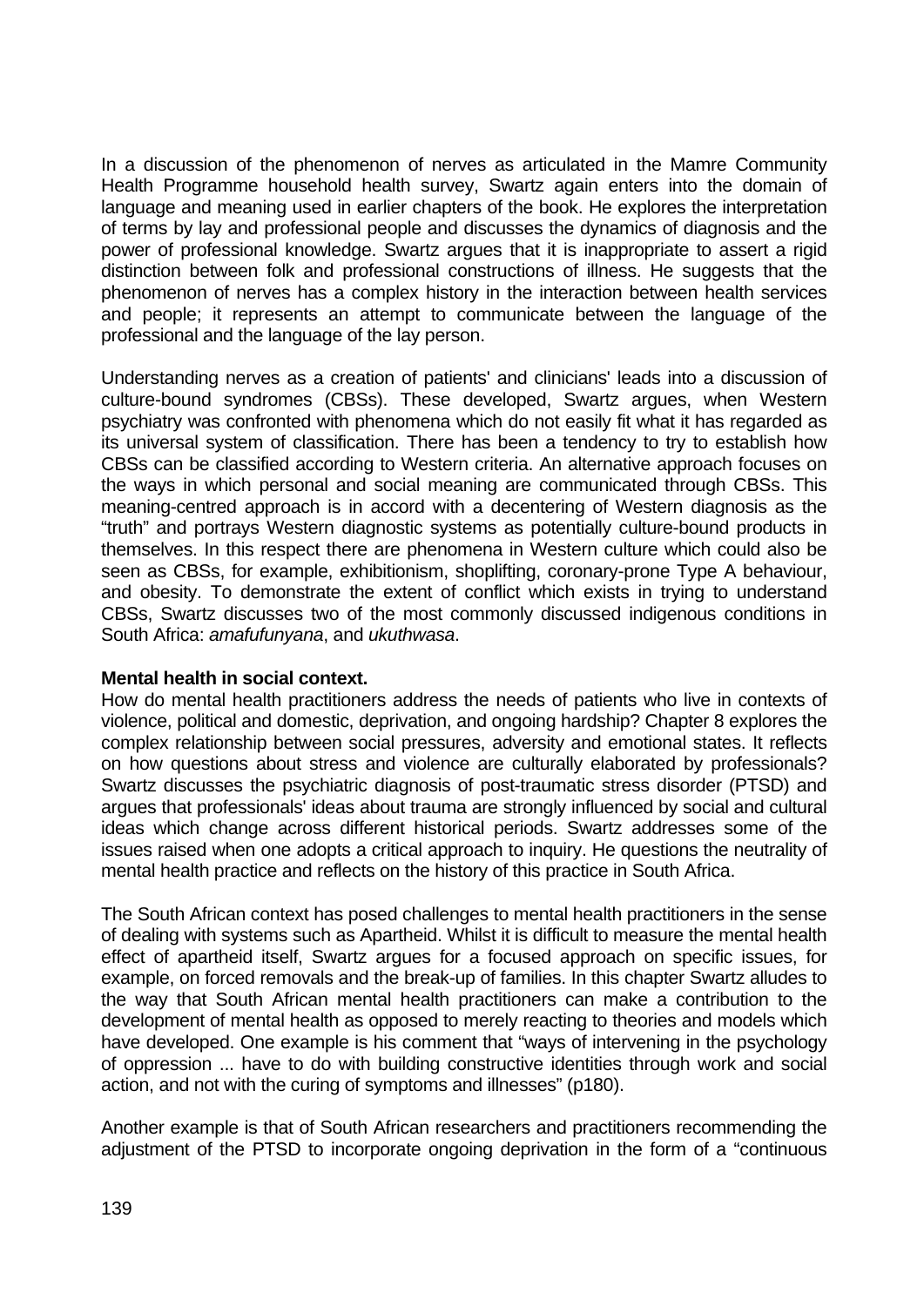In a discussion of the phenomenon of nerves as articulated in the Mamre Community Health Programme household health survey, Swartz again enters into the domain of language and meaning used in earlier chapters of the book. He explores the interpretation of terms by lay and professional people and discusses the dynamics of diagnosis and the power of professional knowledge. Swartz argues that it is inappropriate to assert a rigid distinction between folk and professional constructions of illness. He suggests that the phenomenon of nerves has a complex history in the interaction between health services and people; it represents an attempt to communicate between the language of the professional and the language of the lay person.

Understanding nerves as a creation of patients' and clinicians' leads into a discussion of culture-bound syndromes (CBSs). These developed, Swartz argues, when Western psychiatry was confronted with phenomena which do not easily fit what it has regarded as its universal system of classification. There has been a tendency to try to establish how CBSs can be classified according to Western criteria. An alternative approach focuses on the ways in which personal and social meaning are communicated through CBSs. This meaning-centred approach is in accord with a decentering of Western diagnosis as the "truth" and portrays Western diagnostic systems as potentially culture-bound products in themselves. In this respect there are phenomena in Western culture which could also be seen as CBSs, for example, exhibitionism, shoplifting, coronary-prone Type A behaviour, and obesity. To demonstrate the extent of conflict which exists in trying to understand CBSs, Swartz discusses two of the most commonly discussed indigenous conditions in South Africa: *amafufunyana*, and *ukuthwasa*.

**Mental health in social context.**

How do mental health practitioners address the needs of patients who live in contexts of violence, political and domestic, deprivation, and ongoing hardship? Chapter 8 explores the complex relationship between social pressures, adversity and emotional states. It reflects on how questions about stress and violence are culturally elaborated by professionals? Swartz discusses the psychiatric diagnosis of post-traumatic stress disorder (PTSD) and argues that professionals' ideas about trauma are strongly influenced by social and cultural ideas which change across different historical periods. Swartz addresses some of the issues raised when one adopts a critical approach to inquiry. He questions the neutrality of mental health practice and reflects on the history of this practice in South Africa.

The South African context has posed challenges to mental health practitioners in the sense of dealing with systems such as Apartheid. Whilst it is difficult to measure the mental health effect of apartheid itself, Swartz argues for a focused approach on specific issues, for example, on forced removals and the break-up of families. In this chapter Swartz alludes to the way that South African mental health practitioners can make a contribution to the development of mental health as opposed to merely reacting to theories and models which have developed. One example is his comment that "ways of intervening in the psychology of oppression ... have to do with building constructive identities through work and social action, and not with the curing of symptoms and illnesses" (p180).

Another example is that of South African researchers and practitioners recommending the adjustment of the PTSD to incorporate ongoing deprivation in the form of a "continuous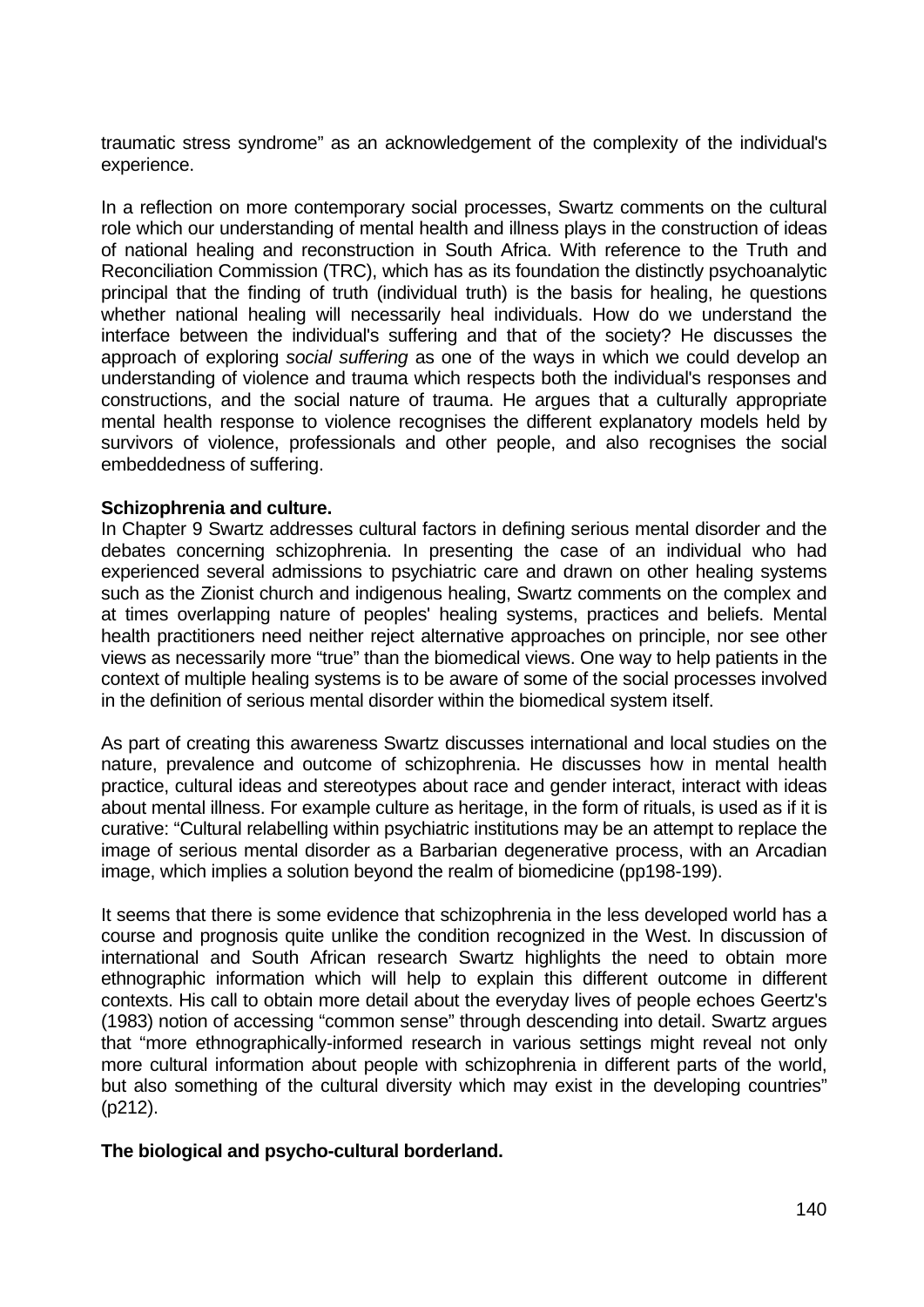traumatic stress syndrome" as an acknowledgement of the complexity of the individual's experience.

In a reflection on more contemporary social processes, Swartz comments on the cultural role which our understanding of mental health and illness plays in the construction of ideas of national healing and reconstruction in South Africa. With reference to the Truth and Reconciliation Commission (TRC), which has as its foundation the distinctly psychoanalytic principal that the finding of truth (individual truth) is the basis for healing, he questions whether national healing will necessarily heal individuals. How do we understand the interface between the individual's suffering and that of the society? He discusses the approach of exploring *social suffering* as one of the ways in which we could develop an understanding of violence and trauma which respects both the individual's responses and constructions, and the social nature of trauma. He argues that a culturally appropriate mental health response to violence recognises the different explanatory models held by survivors of violence, professionals and other people, and also recognises the social embeddedness of suffering.

**Schizophrenia and culture.**

In Chapter 9 Swartz addresses cultural factors in defining serious mental disorder and the debates concerning schizophrenia. In presenting the case of an individual who had experienced several admissions to psychiatric care and drawn on other healing systems such as the Zionist church and indigenous healing, Swartz comments on the complex and at times overlapping nature of peoples' healing systems, practices and beliefs. Mental health practitioners need neither reject alternative approaches on principle, nor see other views as necessarily more "true" than the biomedical views. One way to help patients in the context of multiple healing systems is to be aware of some of the social processes involved in the definition of serious mental disorder within the biomedical system itself.

As part of creating this awareness Swartz discusses international and local studies on the nature, prevalence and outcome of schizophrenia. He discusses how in mental health practice, cultural ideas and stereotypes about race and gender interact, interact with ideas about mental illness. For example culture as heritage, in the form of rituals, is used as if it is curative: "Cultural relabelling within psychiatric institutions may be an attempt to replace the image of serious mental disorder as a Barbarian degenerative process, with an Arcadian image, which implies a solution beyond the realm of biomedicine (pp198-199).

It seems that there is some evidence that schizophrenia in the less developed world has a course and prognosis quite unlike the condition recognized in the West. In discussion of international and South African research Swartz highlights the need to obtain more ethnographic information which will help to explain this different outcome in different contexts. His call to obtain more detail about the everyday lives of people echoes Geertz's (1983) notion of accessing "common sense" through descending into detail. Swartz argues that "more ethnographically-informed research in various settings might reveal not only more cultural information about people with schizophrenia in different parts of the world, but also something of the cultural diversity which may exist in the developing countries" (p212).

**The biological and psycho-cultural borderland.**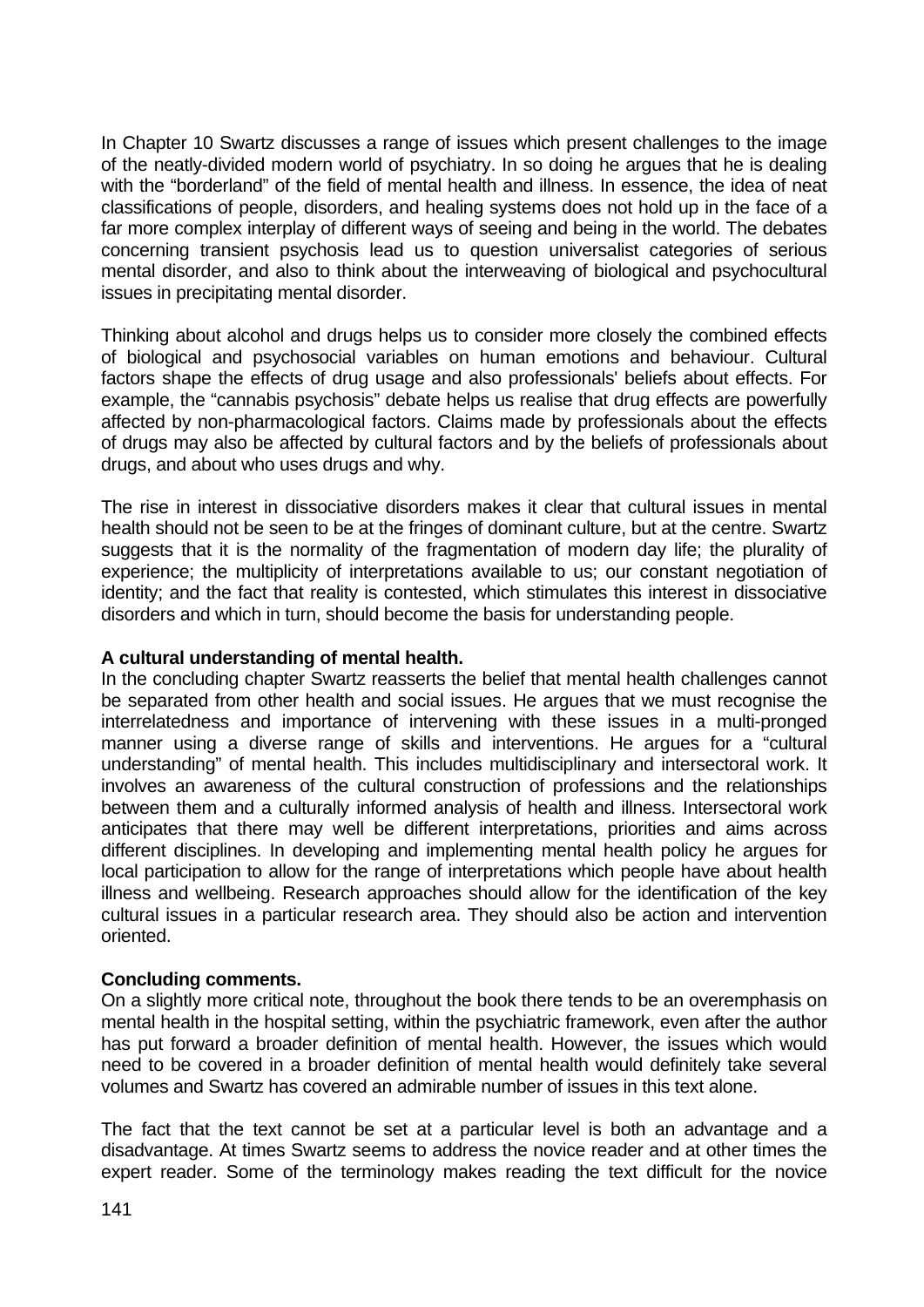In Chapter 10 Swartz discusses a range of issues which present challenges to the image of the neatly-divided modern world of psychiatry. In so doing he argues that he is dealing with the "borderland" of the field of mental health and illness. In essence, the idea of neat classifications of people, disorders, and healing systems does not hold up in the face of a far more complex interplay of different ways of seeing and being in the world. The debates concerning transient psychosis lead us to question universalist categories of serious mental disorder, and also to think about the interweaving of biological and psychocultural issues in precipitating mental disorder.

Thinking about alcohol and drugs helps us to consider more closely the combined effects of biological and psychosocial variables on human emotions and behaviour. Cultural factors shape the effects of drug usage and also professionals' beliefs about effects. For example, the "cannabis psychosis" debate helps us realise that drug effects are powerfully affected by non-pharmacological factors. Claims made by professionals about the effects of drugs may also be affected by cultural factors and by the beliefs of professionals about drugs, and about who uses drugs and why.

The rise in interest in dissociative disorders makes it clear that cultural issues in mental health should not be seen to be at the fringes of dominant culture, but at the centre. Swartz suggests that it is the normality of the fragmentation of modern day life; the plurality of experience; the multiplicity of interpretations available to us; our constant negotiation of identity; and the fact that reality is contested, which stimulates this interest in dissociative disorders and which in turn, should become the basis for understanding people.

**A cultural understanding of mental health.**

In the concluding chapter Swartz reasserts the belief that mental health challenges cannot be separated from other health and social issues. He argues that we must recognise the interrelatedness and importance of intervening with these issues in a multi-pronged manner using a diverse range of skills and interventions. He argues for a "cultural understanding" of mental health. This includes multidisciplinary and intersectoral work. It involves an awareness of the cultural construction of professions and the relationships between them and a culturally informed analysis of health and illness. Intersectoral work anticipates that there may well be different interpretations, priorities and aims across different disciplines. In developing and implementing mental health policy he argues for local participation to allow for the range of interpretations which people have about health illness and wellbeing. Research approaches should allow for the identification of the key cultural issues in a particular research area. They should also be action and intervention oriented.

**Concluding comments.**

On a slightly more critical note, throughout the book there tends to be an overemphasis on mental health in the hospital setting, within the psychiatric framework, even after the author has put forward a broader definition of mental health. However, the issues which would need to be covered in a broader definition of mental health would definitely take several volumes and Swartz has covered an admirable number of issues in this text alone.

The fact that the text cannot be set at a particular level is both an advantage and a disadvantage. At times Swartz seems to address the novice reader and at other times the expert reader. Some of the terminology makes reading the text difficult for the novice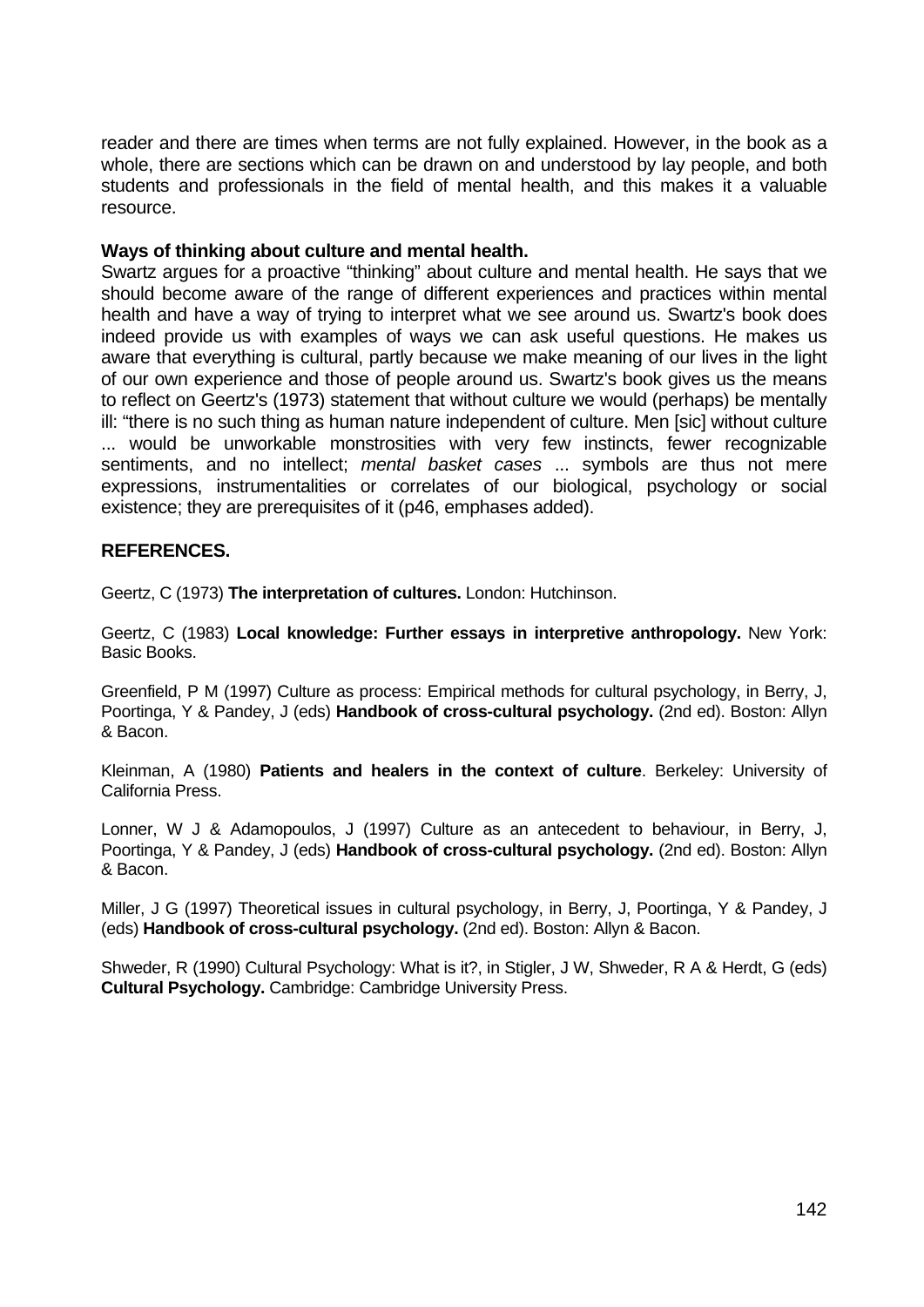reader and there are times when terms are not fully explained. However, in the book as a whole, there are sections which can be drawn on and understood by lay people, and both students and professionals in the field of mental health, and this makes it a valuable resource.

**Ways of thinking about culture and mental health.**

Swartz argues for a proactive "thinking" about culture and mental health. He says that we should become aware of the range of different experiences and practices within mental health and have a way of trying to interpret what we see around us. Swartz's book does indeed provide us with examples of ways we can ask useful questions. He makes us aware that everything is cultural, partly because we make meaning of our lives in the light of our own experience and those of people around us. Swartz's book gives us the means to reflect on Geertz's (1973) statement that without culture we would (perhaps) be mentally ill: "there is no such thing as human nature independent of culture. Men [sic] without culture ... would be unworkable monstrosities with very few instincts, fewer recognizable sentiments, and no intellect; *mental basket cases* ... symbols are thus not mere expressions, instrumentalities or correlates of our biological, psychology or social existence; they are prerequisites of it (p46, emphases added).

## REFERENCES.

Geertz, C (1973) **The interpretation of cultures.** London: Hutchinson.

Geertz, C (1983) **Local knowledge: Further essays in interpretive anthropology.** New York: Basic Books.

Greenfield, P M (1997) Culture as process: Empirical methods for cultural psychology, in Berry, J, Poortinga, Y & Pandey, J (eds) **Handbook of cross-cultural psychology.** (2nd ed). Boston: Allyn & Bacon.

Kleinman, A (1980) **Patients and healers in the context of culture**. Berkeley: University of California Press.

Lonner, W J & Adamopoulos, J (1997) Culture as an antecedent to behaviour, in Berry, J, Poortinga, Y & Pandey, J (eds) **Handbook of cross-cultural psychology.** (2nd ed). Boston: Allyn & Bacon.

Miller, J G (1997) Theoretical issues in cultural psychology, in Berry, J, Poortinga, Y & Pandey, J (eds) **Handbook of cross-cultural psychology.** (2nd ed). Boston: Allyn & Bacon.

Shweder, R (1990) Cultural Psychology: What is it?, in Stigler, J W, Shweder, R A & Herdt, G (eds) **Cultural Psychology.** Cambridge: Cambridge University Press.